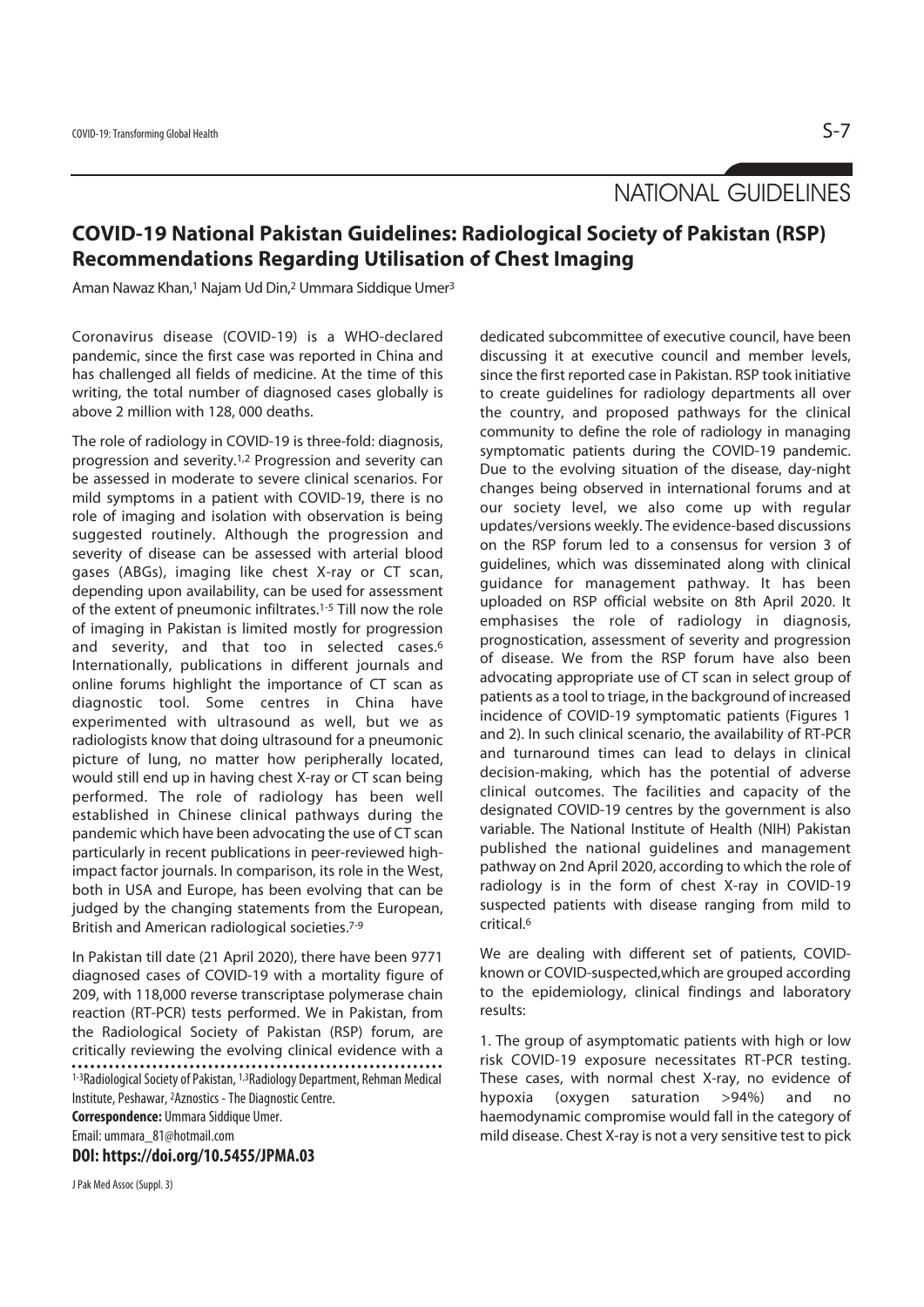NATIONAL GUIDELINES

# COVID-19 National Pakistan Guidelines: Radiological Society of Pakistan (RSP) Recommendations Regarding Utilisation of Chest Imaging

Aman Nawaz Khan,[1] Najam Ud Din,[2] Ummara Siddique Umer[3]

Coronavirus disease (COVID-19) is a WHO-declared pandemic, since the first case was reported in China and has challenged all fields of medicine. At the time of this writing, the total number of diagnosed cases globally is above 2 million with 128, 000 deaths.

The role of radiology in COVID-19 is three-fold: diagnosis, progression and severity.[1,2] Progression and severity can be assessed in moderate to severe clinical scenarios. For mild symptoms in a patient with COVID-19, there is no role of imaging and isolation with observation is being suggested routinely. Although the progression and severity of disease can be assessed with arterial blood gases (ABGs), imaging like chest X-ray or CT scan, depending upon availability, can be used for assessment of the extent of pneumonic infiltrates.[1-5] Till now the role of imaging in Pakistan is limited mostly for progression and severity, and that too in selected cases.[6] Internationally, publications in different journals and online forums highlight the importance of CT scan as diagnostic tool. Some centres in China have experimented with ultrasound as well, but we as radiologists know that doing ultrasound for a pneumonic picture of lung, no matter how peripherally located, would still end up in having chest X-ray or CT scan being performed. The role of radiology has been well established in Chinese clinical pathways during the pandemic which have been advocating the use of CT scan particularly in recent publications in peer-reviewed high-impact factor journals. In comparison, its role in the West, both in USA and Europe, has been evolving that can be judged by the changing statements from the European, British and American radiological societies.[7-9]

In Pakistan till date (21 April 2020), there have been 9771 diagnosed cases of COVID-19 with a mortality figure of 209, with 118,000 reverse transcriptase polymerase chain reaction (RT-PCR) tests performed. We in Pakistan, from the Radiological Society of Pakistan (RSP) forum, are critically reviewing the evolving clinical evidence with a dedicated subcommittee of executive council, have been discussing it at executive council and member levels, since the first reported case in Pakistan. RSP took initiative to create guidelines for radiology departments all over the country, and proposed pathways for the clinical community to define the role of radiology in managing symptomatic patients during the COVID-19 pandemic. Due to the evolving situation of the disease, day-night changes being observed in international forums and at our society level, we also come up with regular updates/versions weekly. The evidence-based discussions on the RSP forum led to a consensus for version 3 of guidelines, which was disseminated along with clinical guidance for management pathway. It has been uploaded on RSP official website on 8th April 2020. It emphasises the role of radiology in diagnosis, prognostication, assessment of severity and progression of disease. We from the RSP forum have also been advocating appropriate use of CT scan in select group of patients as a tool to triage, in the background of increased incidence of COVID-19 symptomatic patients (Figures 1 and 2). In such clinical scenario, the availability of RT-PCR and turnaround times can lead to delays in clinical decision-making, which has the potential of adverse clinical outcomes. The facilities and capacity of the designated COVID-19 centres by the government is also variable. The National Institute of Health (NIH) Pakistan published the national guidelines and management pathway on 2nd April 2020, according to which the role of radiology is in the form of chest X-ray in COVID-19 suspected patients with disease ranging from mild to critical.[6]

We are dealing with different set of patients, COVID-known or COVID-suspected,which are grouped according to the epidemiology, clinical findings and laboratory results:

1. The group of asymptomatic patients with high or low risk COVID-19 exposure necessitates RT-PCR testing. These cases, with normal chest X-ray, no evidence of hypoxia (oxygen saturation >94%) and no haemodynamic compromise would fall in the category of mild disease. Chest X-ray is not a very sensitive test to pick

[1-3]Radiological Society of Pakistan, [1,3]Radiology Department, Rehman Medical Institute, Peshawar, [2]Aznostics - The Diagnostic Centre.

**Correspondence:** Ummara Siddique Umer.
Email: ummara_81@hotmail.com

**DOI: https://doi.org/10.5455/JPMA.03**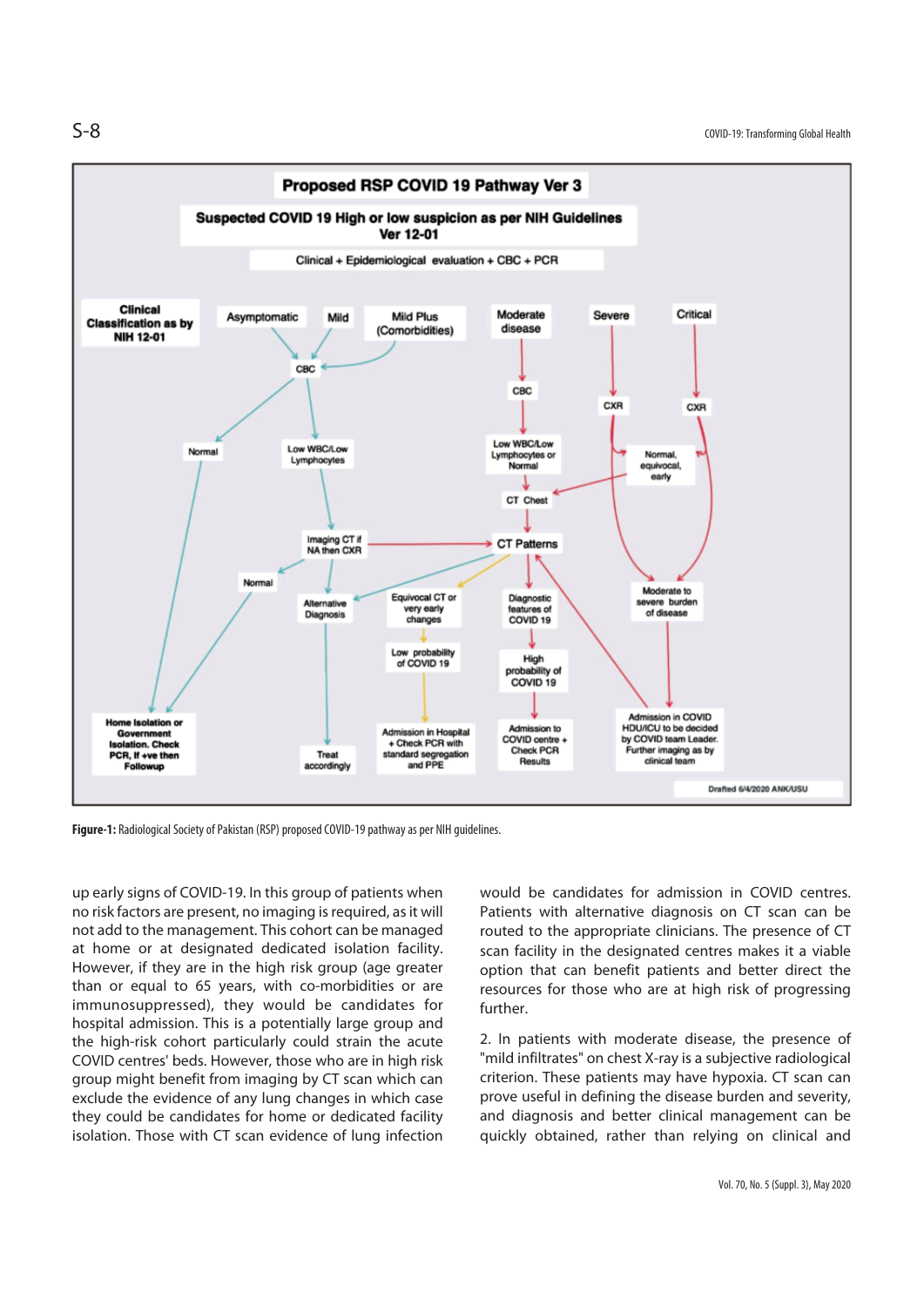Figure-1: Radiological Society of Pakistan (RSP) proposed COVID-19 pathway as per NIH guidelines.

up early signs of COVID-19. In this group of patients when no risk factors are present, no imaging is required, as it will not add to the managed. This cohort can be managed at home or at designated dedicated isolation facility. However, if they are in the high risk group (age greater than or equal to 65 years, with co-morbidities or are immunosuppressed), they would be candidates for hospital admission. This is a potentially large group and the high-risk cohort particularly could strain the acute COVID centres' beds. However, those who are in high risk group might benefit from imaging by CT scan which can exclude the evidence of any lung changes in which case they could be candidates for home or dedicated facility isolation. Those with CT scan evidence of lung infection would be candidates for admission in COVID centres. Patients with alternative diagnosis on CT scan can be routed to the appropriate clinicians. The presence of CT scan facility in the designated centres makes it a viable option that can benefit patients and better direct the resources for those who are at high risk of progressing further.

2. In patients with moderate disease, the presence of "mild infiltrates" on chest X-ray is a subjective radiological criterion. These patients may have hypoxia. CT scan can prove useful in defining the disease burden and severity, and diagnosis and better clinical management can be quickly obtained, rather than relying on clinical and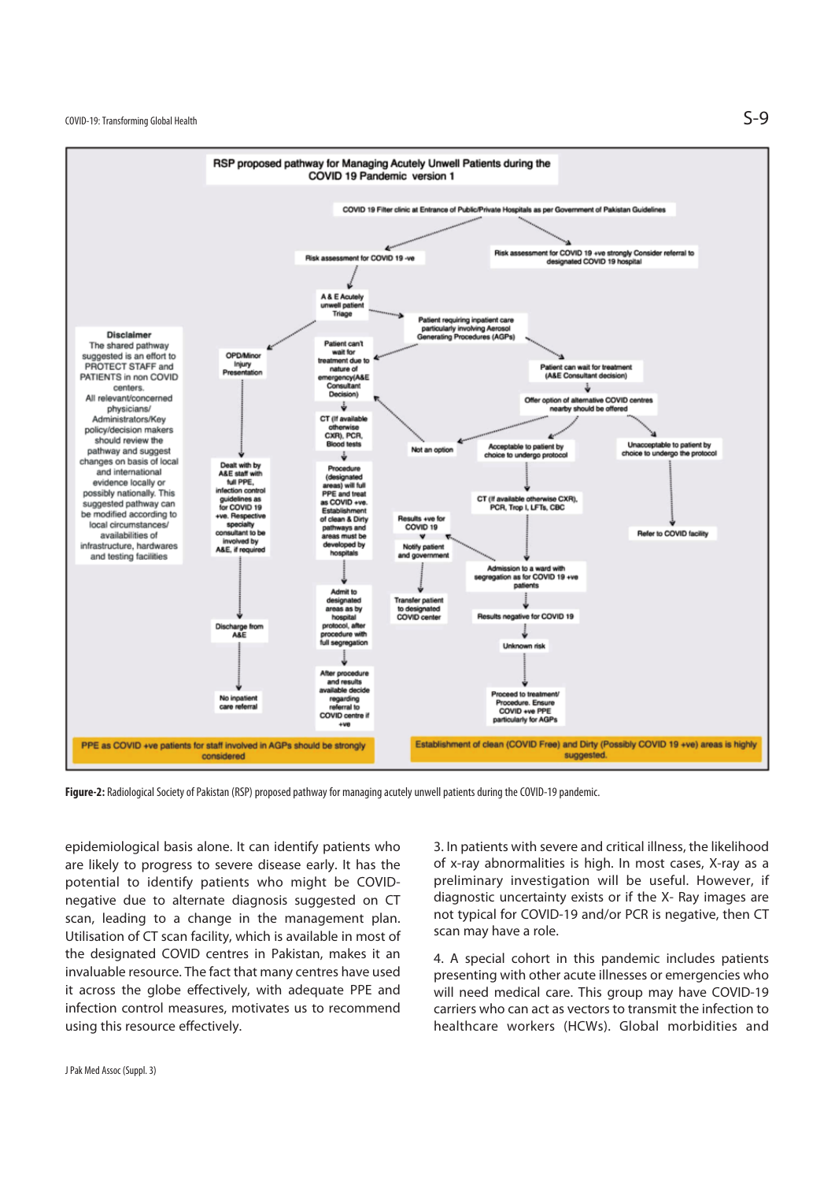**RSP proposed pathway for Managing Acutely Unwell Patients during the COVID 19 Pandemic version 1**

COVID 19 Filter clinic at Entrance of Public/Private Hospitals as per Government of Pakistan Guidelines

Risk assessment for COVID 19 -ve

Risk assessment for COVID 19 +ve strongly Consider referral to designated COVID 19 hospital

A & E Acutely unwell patient Triage

Patient requiring inpatient care particularly involving Aerosol Generating Procedures (AGPs)

OPD/Minor Injury Presentation

Patient can't wait for treatment due to nature of emergency(A&E Consultant Decision)

Patient can wait for treatment (A&E Consultant decision)

Offer option of alternative COVID centres nearby should be offered

CT (If available otherwise CXR), PCR, Blood tests

Not an option

Acceptable to patient by choice to undergo protocol

Unacceptable to patient by choice to undergo the protocol

Dealt with by A&E staff with full PPE, infection control guidelines as for COVID 19 +ve. Respective specialty consultant to be involved by A&E, if required

Procedure (designated areas) will full PPE and treat as COVID +ve. Establishment of clean & Dirty pathways and areas must be developed by hospitals

Results +ve for COVID 19

Notify patient and government

CT (If available otherwise CXR), PCR, Trop I, LFTs, CBC

Refer to COVID facility

Admission to a ward with segregation as for COVID 19 +ve patients

Admit to designated areas as by hospital protocol, after procedure with full segregation

Transfer patient to designated COVID center

Results negative for COVID 19

Discharge from A&E

Unknown risk

After procedure and results available decide regarding referral to COVID centre if +ve

No inpatient care referral

Proceed to treatment/ Procedure. Ensure COVID +ve PPE particularly for AGPs

**Disclaimer**
The shared pathway suggested is an effort to PROTECT STAFF and PATIENTS in non COVID centers.
All relevant/concerned physicians/ Administrators/Key policy/decision makers should review the pathway and suggest changes on basis of local and international evidence locally or possibly nationally. This suggested pathway can be modified according to local circumstances/ availabilities of infrastructure, hardwares and testing facilities

PPE as COVID +ve patients for staff involved in AGPs should be strongly considered

Establishment of clean (COVID Free) and Dirty (Possibly COVID 19 +ve) areas is highly suggested.

**Figure-2:** Radiological Society of Pakistan (RSP) proposed pathway for managing acutely unwell patients during the COVID-19 pandemic.

epidemiological basis alone. It can identify patients who are likely to progress to severe disease early. It has the potential to identify patients who might be COVID-negative due to alternate diagnosis suggested on CT scan, leading to a change in the management plan. Utilisation of CT scan facility, which is available in most of the designated COVID centres in Pakistan, makes it an invaluable resource. The fact that many centres have used it across the globe effectively, with adequate PPE and infection control measures, motivates us to recommend using this resource effectively.

3. In patients with severe and critical illness, the likelihood of x-ray abnormalities is high. In most cases, X-ray as a preliminary investigation will be useful. However, if diagnostic uncertainty exists or if the X- Ray images are not typical for COVID-19 and/or PCR is negative, then CT scan may have a role.

4. A special cohort in this pandemic includes patients presenting with other acute illnesses or emergencies who will need medical care. This group may have COVID-19 carriers who can act as vectors to transmit the infection to healthcare workers (HCWs). Global morbidities and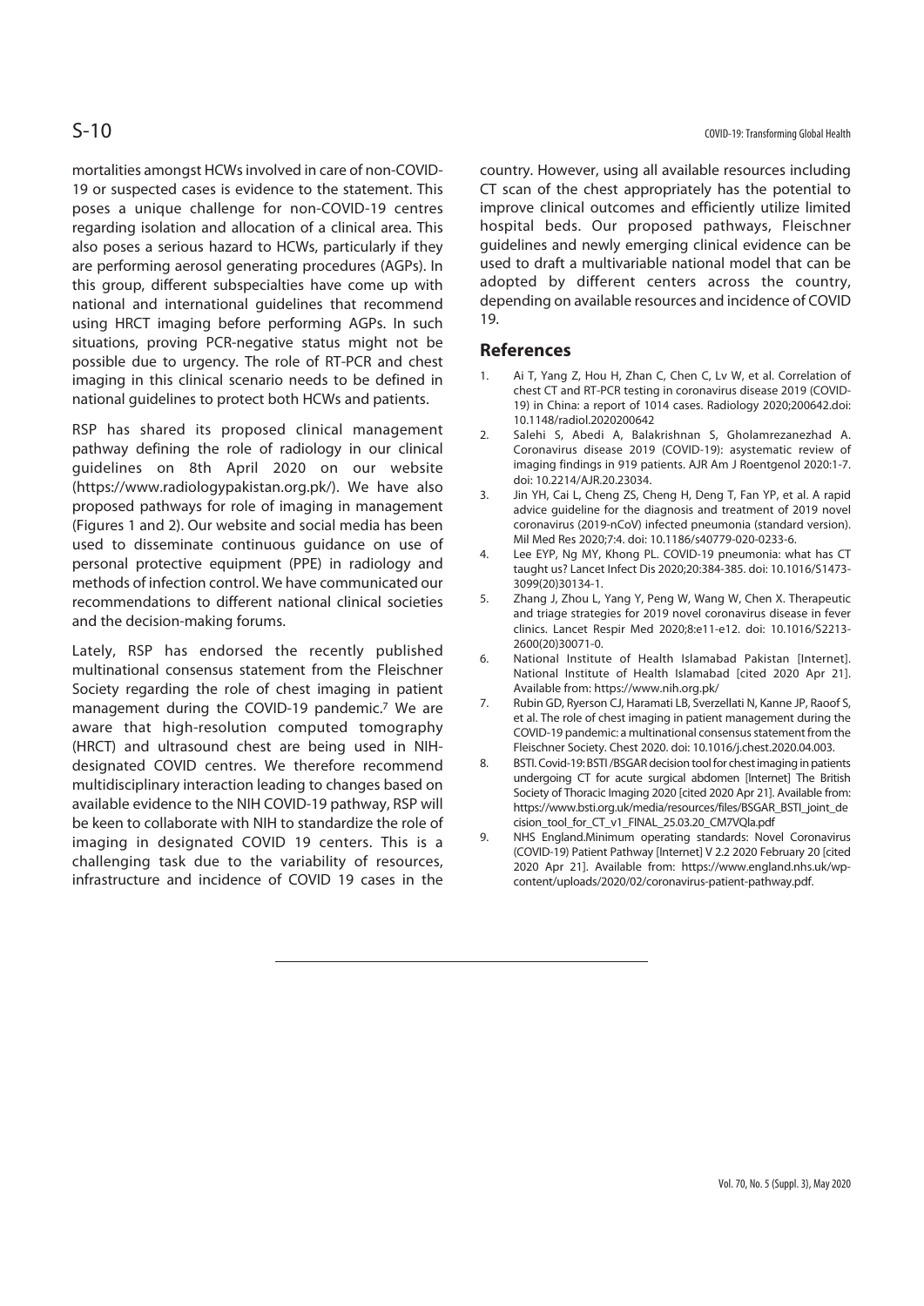mortalities amongst HCWs involved in care of non-COVID-19 or suspected cases is evidence to the statement. This poses a unique challenge for non-COVID-19 centres regarding isolation and allocation of a clinical area. This also poses a serious hazard to HCWs, particularly if they are performing aerosol generating procedures (AGPs). In this group, different subspecialties have come up with national and international guidelines that recommend using HRCT imaging before performing AGPs. In such situations, proving PCR-negative status might not be possible due to urgency. The role of RT-PCR and chest imaging in this clinical scenario needs to be defined in national guidelines to protect both HCWs and patients.

RSP has shared its proposed clinical management pathway defining the role of radiology in our clinical guidelines on 8th April 2020 on our website (https://www.radiologypakistan.org.pk/). We have also proposed pathways for role of imaging in management (Figures 1 and 2). Our website and social media has been used to disseminate continuous guidance on use of personal protective equipment (PPE) in radiology and methods of infection control. We have communicated our recommendations to different national clinical societies and the decision-making forums.

Lately, RSP has endorsed the recently published multinational consensus statement from the Fleischner Society regarding the role of chest imaging in patient management during the COVID-19 pandemic.[7] We are aware that high-resolution computed tomography (HRCT) and ultrasound chest are being used in NIH-designated COVID centres. We therefore recommend multidisciplinary interaction leading to changes based on available evidence to the NIH COVID-19 pathway, RSP will be keen to collaborate with NIH to standardize the role of imaging in designated COVID 19 centers. This is a challenging task due to the variability of resources, infrastructure and incidence of COVID 19 cases in the country. However, using all available resources including CT scan of the chest appropriately has the potential to improve clinical outcomes and efficiently utilize limited hospital beds. Our proposed pathways, Fleischner guidelines and newly emerging clinical evidence can be used to draft a multivariable national model that can be adopted by different centers across the country, depending on available resources and incidence of COVID 19.

## References

1. Ai T, Yang Z, Hou H, Zhan C, Chen C, Lv W, et al. Correlation of chest CT and RT-PCR testing in coronavirus disease 2019 (COVID-19) in China: a report of 1014 cases. Radiology 2020;200642.doi: 10.1148/radiol.2020200642
2. Salehi S, Abedi A, Balakrishnan S, Gholamrezanezhad A. Coronavirus disease 2019 (COVID-19): asystematic review of imaging findings in 919 patients. AJR Am J Roentgenol 2020:1-7. doi: 10.2214/AJR.20.23034.
3. Jin YH, Cai L, Cheng ZS, Cheng H, Deng T, Fan YP, et al. A rapid advice guideline for the diagnosis and treatment of 2019 novel coronavirus (2019-nCoV) infected pneumonia (standard version). Mil Med Res 2020;7:4. doi: 10.1186/s40779-020-0233-6.
4. Lee EYP, Ng MY, Khong PL. COVID-19 pneumonia: what has CT taught us? Lancet Infect Dis 2020;20:384-385. doi: 10.1016/S1473-3099(20)30134-1.
5. Zhang J, Zhou L, Yang Y, Peng W, Wang W, Chen X. Therapeutic and triage strategies for 2019 novel coronavirus disease in fever clinics. Lancet Respir Med 2020;8:e11-e12. doi: 10.1016/S2213-2600(20)30071-0.
6. National Institute of Health Islamabad Pakistan [Internet]. National Institute of Health Islamabad [cited 2020 Apr 21]. Available from: https://www.nih.org.pk/
7. Rubin GD, Ryerson CJ, Haramati LB, Sverzellati N, Kanne JP, Raoof S, et al. The role of chest imaging in patient management during the COVID-19 pandemic: a multinational consensus statement from the Fleischner Society. Chest 2020. doi: 10.1016/j.chest.2020.04.003.
8. BSTI. Covid-19: BSTI /BSGAR decision tool for chest imaging in patients undergoing CT for acute surgical abdomen [Internet] The British Society of Thoracic Imaging 2020 [cited 2020 Apr 21]. Available from: https://www.bsti.org.uk/media/resources/files/BSGAR_BSTI_joint_decision_tool_for_CT_v1_FINAL_25.03.20_CM7VQla.pdf
9. NHS England.Minimum operating standards: Novel Coronavirus (COVID-19) Patient Pathway [Internet] V 2.2 2020 February 20 [cited 2020 Apr 21]. Available from: https://www.england.nhs.uk/wp-content/uploads/2020/02/coronavirus-patient-pathway.pdf.